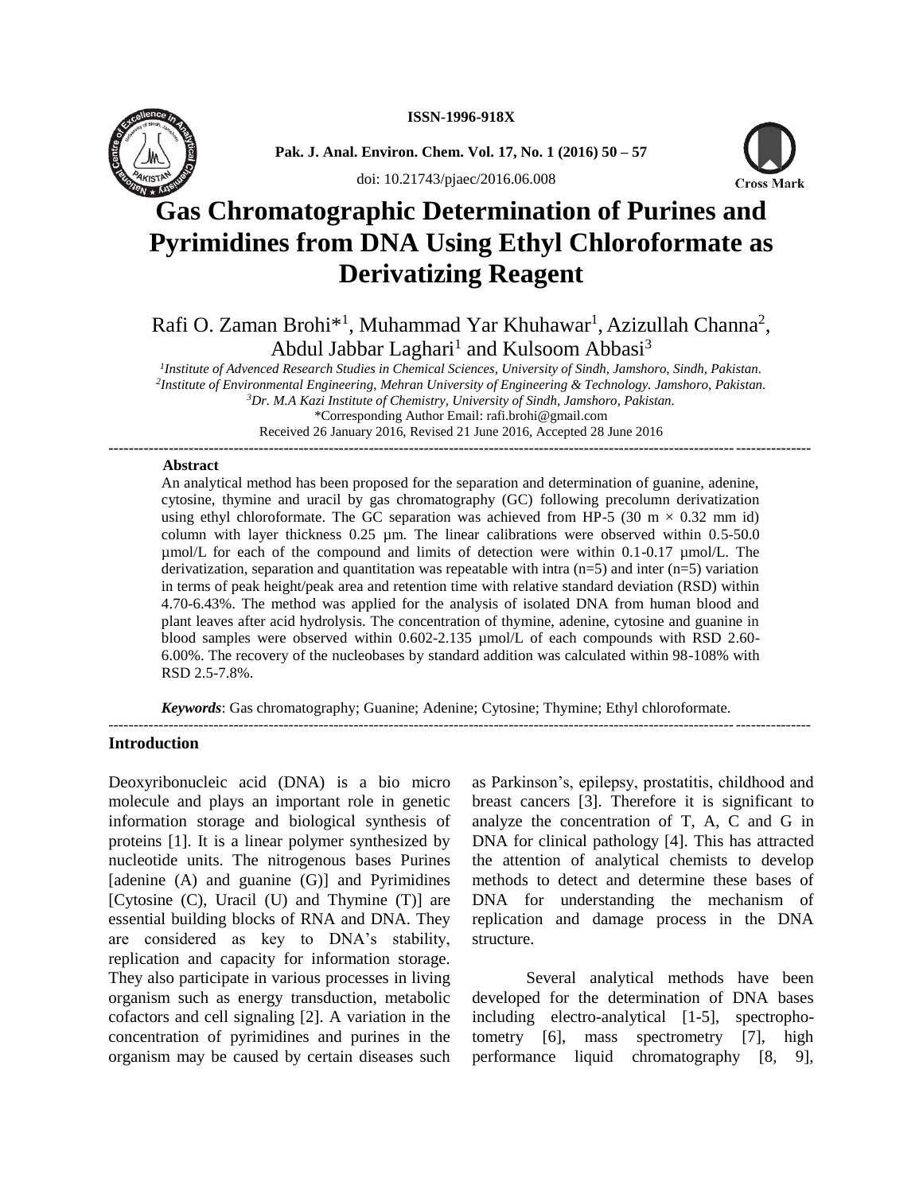ISSN-1996-918X

# Gas Chromatographic Determination of Purines and Pyrimidines from DNA Using Ethyl Chloroformate as Derivatizing Reagent

Rafi O. Zaman Brohi*[1], Muhammad Yar Khuhawar[1], Azizullah Channa[2], Abdul Jabbar Laghari[1] and Kulsoom Abbasi[3]

[1] *Institute of Advenced Research Studies in Chemical Sciences, University of Sindh, Jamshoro, Sindh, Pakistan.*
[2] *Institute of Environmental Engineering, Mehran University of Engineering & Technology. Jamshoro, Pakistan.*
[3] *Dr. M.A Kazi Institute of Chemistry, University of Sindh, Jamshoro, Pakistan.*
*Corresponding Author Email: rafi.brohi@gmail.com
Received 26 January 2016, Revised 21 June 2016, Accepted 28 June 2016

---

### Abstract

An analytical method has been proposed for the separation and determination of guanine, adenine, cytosine, thymine and uracil by gas chromatography (GC) following precolumn derivatization using ethyl chloroformate. The GC separation was achieved from HP-5 (30 m × 0.32 mm id) column with layer thickness 0.25 µm. The linear calibrations were observed within 0.5-50.0 µmol/L for each of the compound and limits of detection were within 0.1-0.17 µmol/L. The derivatization, separation and quantitation was repeatable with intra (n=5) and inter (n=5) variation in terms of peak height/peak area and retention time with relative standard deviation (RSD) within 4.70-6.43%. The method was applied for the analysis of isolated DNA from human blood and plant leaves after acid hydrolysis. The concentration of thymine, adenine, cytosine and guanine in blood samples were observed within 0.602-2.135 µmol/L of each compounds with RSD 2.60-6.00%. The recovery of the nucleobases by standard addition was calculated within 98-108% with RSD 2.5-7.8%.

***Keywords***: Gas chromatography; Guanine; Adenine; Cytosine; Thymine; Ethyl chloroformate.

---

## Introduction

Deoxyribonucleic acid (DNA) is a bio micro molecule and plays an important role in genetic information storage and biological synthesis of proteins [1]. It is a linear polymer synthesized by nucleotide units. The nitrogenous bases Purines [adenine (A) and guanine (G)] and Pyrimidines [Cytosine (C), Uracil (U) and Thymine (T)] are essential building blocks of RNA and DNA. They are considered as key to DNA's stability, replication and capacity for information storage. They also participate in various processes in living organism such as energy transduction, metabolic cofactors and cell signaling [2]. A variation in the concentration of pyrimidines and purines in the organism may be caused by certain diseases such as Parkinson's, epilepsy, prostatitis, childhood and breast cancers [3]. Therefore it is significant to analyze the concentration of T, A, C and G in DNA for clinical pathology [4]. This has attracted the attention of analytical chemists to develop methods to detect and determine these bases of DNA for understanding the mechanism of replication and damage process in the DNA structure.

Several analytical methods have been developed for the determination of DNA bases including electro-analytical [1-5], spectrophotometry [6], mass spectrometry [7], high performance liquid chromatography [8, 9],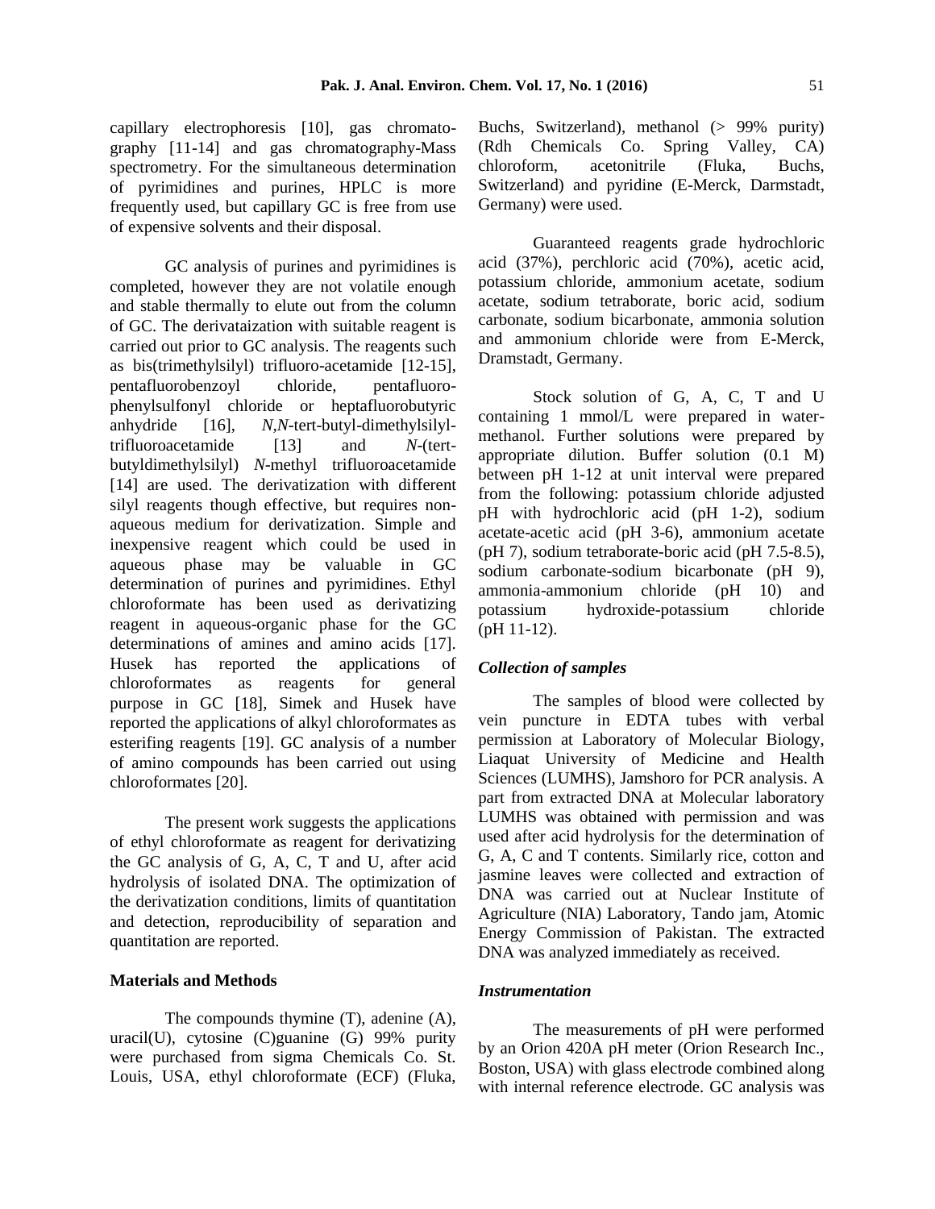capillary electrophoresis [10], gas chromatography [11-14] and gas chromatography-Mass spectrometry. For the simultaneous determination of pyrimidines and purines, HPLC is more frequently used, but capillary GC is free from use of expensive solvents and their disposal.

GC analysis of purines and pyrimidines is completed, however they are not volatile enough and stable thermally to elute out from the column of GC. The derivataization with suitable reagent is carried out prior to GC analysis. The reagents such as bis(trimethylsilyl) trifluoro-acetamide [12-15], pentafluorobenzoyl chloride, pentafluoro-phenylsulfonyl chloride or heptafluorobutyric anhydride [16], *N*,*N*-tert-butyl-dimethylsilyl-trifluoroacetamide [13] and *N*-(tert-butyldimethylsilyl) *N*-methyl trifluoroacetamide [14] are used. The derivatization with different silyl reagents though effective, but requires non-aqueous medium for derivatization. Simple and inexpensive reagent which could be used in aqueous phase may be valuable in GC determination of purines and pyrimidines. Ethyl chloroformate has been used as derivatizing reagent in aqueous-organic phase for the GC determinations of amines and amino acids [17]. Husek has reported the applications of chloroformates as reagents for general purpose in GC [18], Simek and Husek have reported the applications of alkyl chloroformates as esterifing reagents [19]. GC analysis of a number of amino compounds has been carried out using chloroformates [20].

The present work suggests the applications of ethyl chloroformate as reagent for derivatizing the GC analysis of G, A, C, T and U, after acid hydrolysis of isolated DNA. The optimization of the derivatization conditions, limits of quantitation and detection, reproducibility of separation and quantitation are reported.

## Materials and Methods

The compounds thymine (T), adenine (A), uracil(U), cytosine (C)guanine (G) 99% purity were purchased from sigma Chemicals Co. St. Louis, USA, ethyl chloroformate (ECF) (Fluka, Buchs, Switzerland), methanol (> 99% purity) (Rdh Chemicals Co. Spring Valley, CA) chloroform, acetonitrile (Fluka, Buchs, Switzerland) and pyridine (E-Merck, Darmstadt, Germany) were used.

Guaranteed reagents grade hydrochloric acid (37%), perchloric acid (70%), acetic acid, potassium chloride, ammonium acetate, sodium acetate, sodium tetraborate, boric acid, sodium carbonate, sodium bicarbonate, ammonia solution and ammonium chloride were from E-Merck, Dramstadt, Germany.

Stock solution of G, A, C, T and U containing 1 mmol/L were prepared in water-methanol. Further solutions were prepared by appropriate dilution. Buffer solution (0.1 M) between pH 1-12 at unit interval were prepared from the following: potassium chloride adjusted pH with hydrochloric acid (pH 1-2), sodium acetate-acetic acid (pH 3-6), ammonium acetate (pH 7), sodium tetraborate-boric acid (pH 7.5-8.5), sodium carbonate-sodium bicarbonate (pH 9), ammonia-ammonium chloride (pH 10) and potassium hydroxide-potassium chloride (pH 11-12).

### *Collection of samples*

The samples of blood were collected by vein puncture in EDTA tubes with verbal permission at Laboratory of Molecular Biology, Liaquat University of Medicine and Health Sciences (LUMHS), Jamshoro for PCR analysis. A part from extracted DNA at Molecular laboratory LUMHS was obtained with permission and was used after acid hydrolysis for the determination of G, A, C and T contents. Similarly rice, cotton and jasmine leaves were collected and extraction of DNA was carried out at Nuclear Institute of Agriculture (NIA) Laboratory, Tando jam, Atomic Energy Commission of Pakistan. The extracted DNA was analyzed immediately as received.

### *Instrumentation*

The measurements of pH were performed by an Orion 420A pH meter (Orion Research Inc., Boston, USA) with glass electrode combined along with internal reference electrode. GC analysis was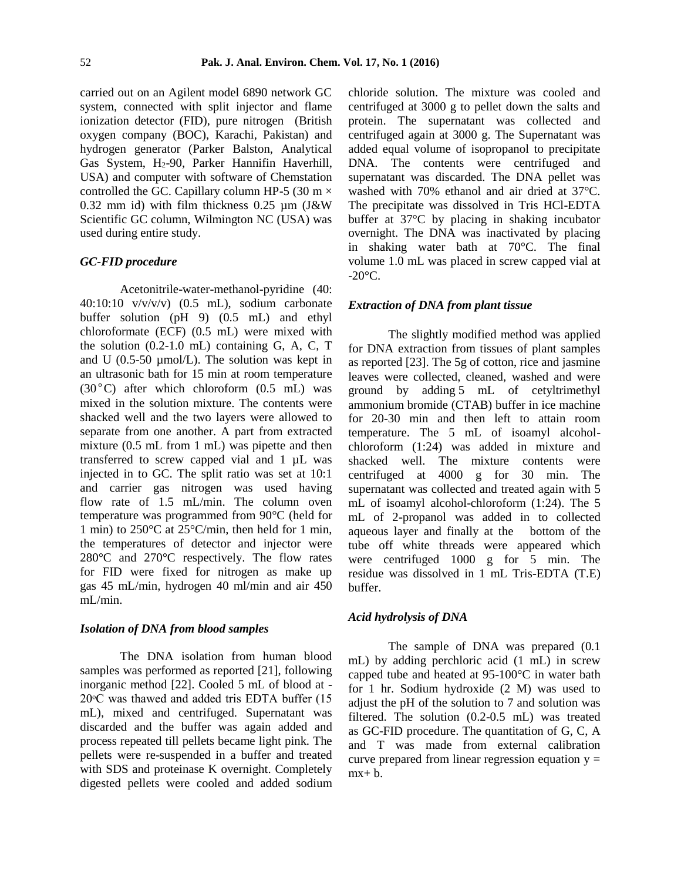carried out on an Agilent model 6890 network GC system, connected with split injector and flame ionization detector (FID), pure nitrogen (British oxygen company (BOC), Karachi, Pakistan) and hydrogen generator (Parker Balston, Analytical Gas System, $H_2$-90, Parker Hannifin Haverhill, USA) and computer with software of Chemstation controlled the GC. Capillary column HP-5 (30 m × 0.32 mm id) with film thickness 0.25 µm (J&W Scientific GC column, Wilmington NC (USA) was used during entire study.

### *GC-FID procedure*

Acetonitrile-water-methanol-pyridine (40: 40:10:10 v/v/v/v) (0.5 mL), sodium carbonate buffer solution (pH 9) (0.5 mL) and ethyl chloroformate (ECF) (0.5 mL) were mixed with the solution (0.2-1.0 mL) containing G, A, C, T and U (0.5-50 µmol/L). The solution was kept in an ultrasonic bath for 15 min at room temperature (30 °C) after which chloroform (0.5 mL) was mixed in the solution mixture. The contents were shacked well and the two layers were allowed to separate from one another. A part from extracted mixture (0.5 mL from 1 mL) was pipette and then transferred to screw capped vial and 1 µL was injected in to GC. The split ratio was set at 10:1 and carrier gas nitrogen was used having flow rate of 1.5 mL/min. The column oven temperature was programmed from 90°C (held for 1 min) to 250°C at 25°C/min, then held for 1 min, the temperatures of detector and injector were 280°C and 270°C respectively. The flow rates for FID were fixed for nitrogen as make up gas 45 mL/min, hydrogen 40 ml/min and air 450 mL/min.

### *Isolation of DNA from blood samples*

The DNA isolation from human blood samples was performed as reported [21], following inorganic method [22]. Cooled 5 mL of blood at -20°C was thawed and added tris EDTA buffer (15 mL), mixed and centrifuged. Supernatant was discarded and the buffer was again added and process repeated till pellets became light pink. The pellets were re-suspended in a buffer and treated with SDS and proteinase K overnight. Completely digested pellets were cooled and added sodium chloride solution. The mixture was cooled and centrifuged at 3000 g to pellet down the salts and protein. The supernatant was collected and centrifuged again at 3000 g. The Supernatant was added equal volume of isopropanol to precipitate DNA. The contents were centrifuged and supernatant was discarded. The DNA pellet was washed with 70% ethanol and air dried at 37°C. The precipitate was dissolved in Tris HCl-EDTA buffer at 37°C by placing in shaking incubator overnight. The DNA was inactivated by placing in shaking water bath at 70°C. The final volume 1.0 mL was placed in screw capped vial at -20°C.

### *Extraction of DNA from plant tissue*

The slightly modified method was applied for DNA extraction from tissues of plant samples as reported [23]. The 5g of cotton, rice and jasmine leaves were collected, cleaned, washed and were ground by adding 5 mL of cetyltrimethyl ammonium bromide (CTAB) buffer in ice machine for 20-30 min and then left to attain room temperature. The 5 mL of isoamyl alcohol-chloroform (1:24) was added in mixture and shacked well. The mixture contents were centrifuged at 4000 g for 30 min. The supernatant was collected and treated again with 5 mL of isoamyl alcohol-chloroform (1:24). The 5 mL of 2-propanol was added in to collected aqueous layer and finally at the bottom of the tube off white threads were appeared which were centrifuged 1000 g for 5 min. The residue was dissolved in 1 mL Tris-EDTA (T.E) buffer.

### *Acid hydrolysis of DNA*

The sample of DNA was prepared (0.1 mL) by adding perchloric acid (1 mL) in screw capped tube and heated at 95-100°C in water bath for 1 hr. Sodium hydroxide (2 M) was used to adjust the pH of the solution to 7 and solution was filtered. The solution (0.2-0.5 mL) was treated as GC-FID procedure. The quantitation of G, C, A and T was made from external calibration curve prepared from linear regression equation $y = mx + b$.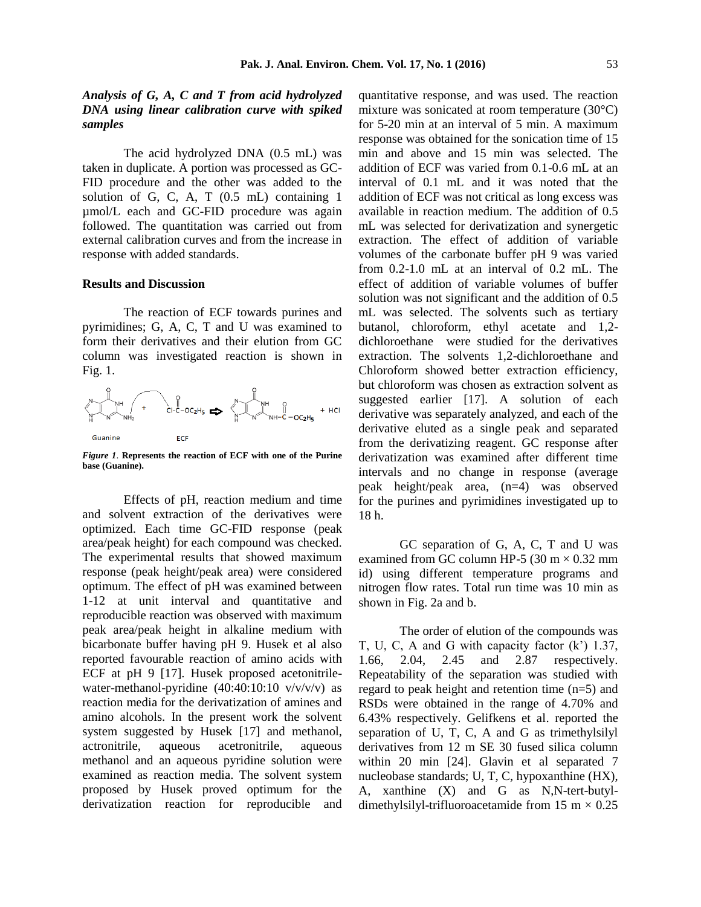### *Analysis of G, A, C and T from acid hydrolyzed DNA using linear calibration curve with spiked samples*

The acid hydrolyzed DNA (0.5 mL) was taken in duplicate. A portion was processed as GC-FID procedure and the other was added to the solution of G, C, A, T (0.5 mL) containing 1 µmol/L each and GC-FID procedure was again followed. The quantitation was carried out from external calibration curves and from the increase in response with added standards.

## Results and Discussion

The reaction of ECF towards purines and pyrimidines; G, A, C, T and U was examined to form their derivatives and their elution from GC column was investigated reaction is shown in Fig. 1.

*Figure 1*. **Represents the reaction of ECF with one of the Purine base (Guanine).**

Effects of pH, reaction medium and time and solvent extraction of the derivatives were optimized. Each time GC-FID response (peak area/peak height) for each compound was checked. The experimental results that showed maximum response (peak height/peak area) were considered optimum. The effect of pH was examined between 1-12 at unit interval and quantitative and reproducible reaction was observed with maximum peak area/peak height in alkaline medium with bicarbonate buffer having pH 9. Husek et al also reported favourable reaction of amino acids with ECF at pH 9 [17]. Husek proposed acetonitrile-water-methanol-pyridine (40:40:10:10 v/v/v/v) as reaction media for the derivatization of amines and amino alcohols. In the present work the solvent system suggested by Husek [17] and methanol, actronitrile, aqueous acetronitrile, aqueous methanol and an aqueous pyridine solution were examined as reaction media. The solvent system proposed by Husek proved optimum for the derivatization reaction for reproducible and quantitative response, and was used. The reaction mixture was sonicated at room temperature (30°C) for 5-20 min at an interval of 5 min. A maximum response was obtained for the sonication time of 15 min and above and 15 min was selected. The addition of ECF was varied from 0.1-0.6 mL at an interval of 0.1 mL and it was noted that the addition of ECF was not critical as long excess was available in reaction medium. The addition of 0.5 mL was selected for derivatization and synergetic extraction. The effect of addition of variable volumes of the carbonate buffer pH 9 was varied from 0.2-1.0 mL at an interval of 0.2 mL. The effect of addition of variable volumes of buffer solution was not significant and the addition of 0.5 mL was selected. The solvents such as tertiary butanol, chloroform, ethyl acetate and 1,2-dichloroethane were studied for the derivatives extraction. The solvents 1,2-dichloroethane and Chloroform showed better extraction efficiency, but chloroform was chosen as extraction solvent as suggested earlier [17]. A solution of each derivative was separately analyzed, and each of the derivative eluted as a single peak and separated from the derivatizing reagent. GC response after derivatization was examined after different time intervals and no change in response (average peak height/peak area, (n=4) was observed for the purines and pyrimidines investigated up to 18 h.

GC separation of G, A, C, T and U was examined from GC column HP-5 (30 m × 0.32 mm id) using different temperature programs and nitrogen flow rates. Total run time was 10 min as shown in Fig. 2a and b.

The order of elution of the compounds was T, U, C, A and G with capacity factor (k') 1.37, 1.66, 2.04, 2.45 and 2.87 respectively. Repeatability of the separation was studied with regard to peak height and retention time (n=5) and RSDs were obtained in the range of 4.70% and 6.43% respectively. Gelifkens et al. reported the separation of U, T, C, A and G as trimethylsilyl derivatives from 12 m SE 30 fused silica column within 20 min [24]. Glavin et al separated 7 nucleobase standards; U, T, C, hypoxanthine (HX), A, xanthine (X) and G as N,N-tert-butyl-dimethylsilyl-trifluoroacetamide from 15 m × 0.25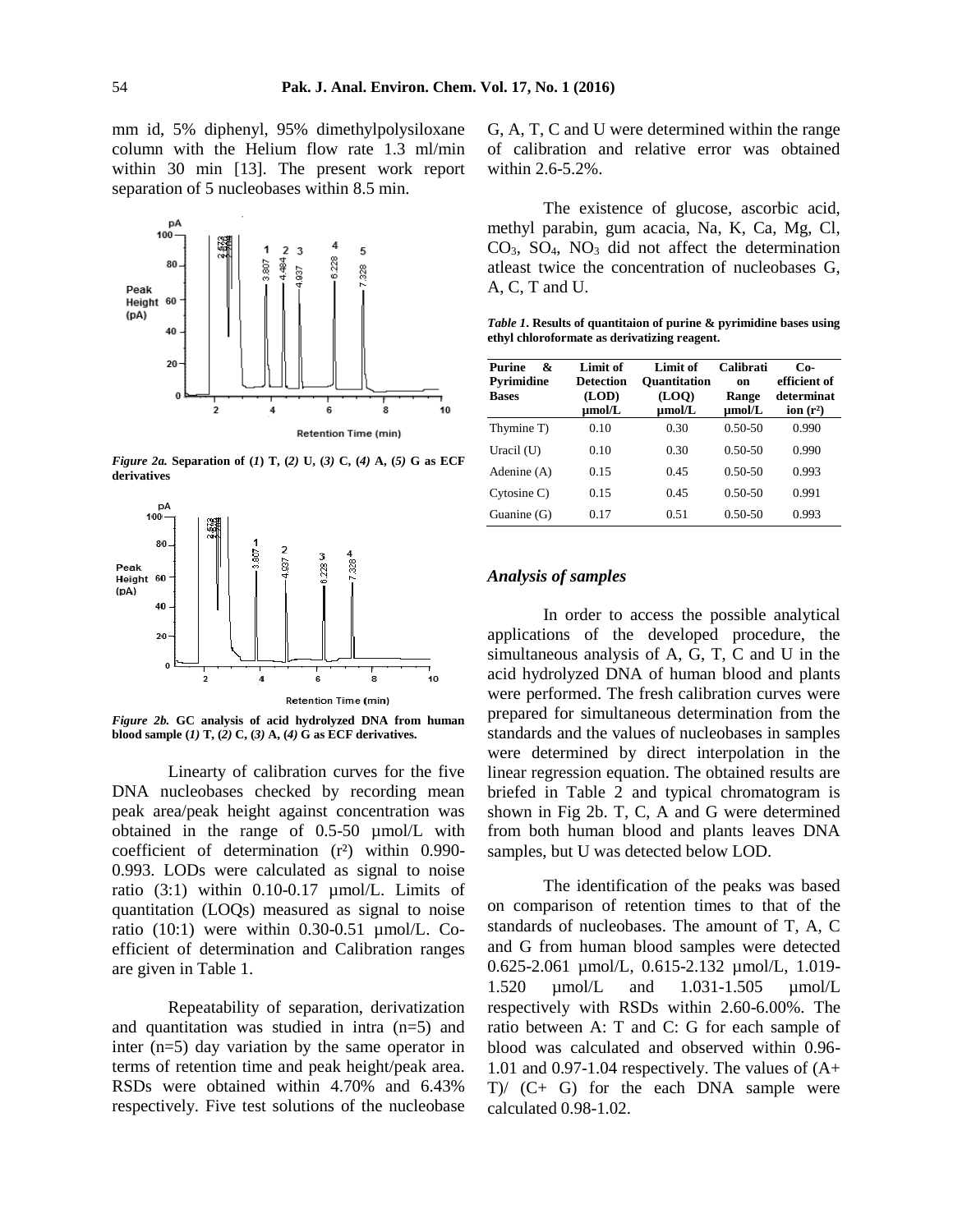mm id, 5% diphenyl, 95% dimethylpolysiloxane column with the Helium flow rate 1.3 ml/min within 30 min [13]. The present work report separation of 5 nucleobases within 8.5 min.

*Figure 2a.* **Separation of (*1*) T, (*2*) U, (*3*) C, (*4*) A, (*5*) G as ECF derivatives**

*Figure 2b.* **GC analysis of acid hydrolyzed DNA from human blood sample (*1*) T, (*2*) C, (*3*) A, (*4*) G as ECF derivatives.**

Linearty of calibration curves for the five DNA nucleobases checked by recording mean peak area/peak height against concentration was obtained in the range of 0.5-50 µmol/L with coefficient of determination ($r^2$) within 0.990-0.993. LODs were calculated as signal to noise ratio (3:1) within 0.10-0.17 µmol/L. Limits of quantitation (LOQs) measured as signal to noise ratio (10:1) were within 0.30-0.51 µmol/L. Co-efficient of determination and Calibration ranges are given in Table 1.

Repeatability of separation, derivatization and quantitation was studied in intra (n=5) and inter (n=5) day variation by the same operator in terms of retention time and peak height/peak area. RSDs were obtained within 4.70% and 6.43% respectively. Five test solutions of the nucleobase G, A, T, C and U were determined within the range of calibration and relative error was obtained within 2.6-5.2%.

The existence of glucose, ascorbic acid, methyl parabin, gum acacia, Na, K, Ca, Mg, Cl, $CO_3$, $SO_4$, $NO_3$ did not affect the determination atleast twice the concentration of nucleobases G, A, C, T and U.

*Table 1*. **Results of quantitaion of purine & pyrimidine bases using ethyl chloroformate as derivatizing reagent.**

| Purine & Pyrimidine Bases | Limit of Detection (LOD) µmol/L | Limit of Quantitation (LOQ) µmol/L | Calibration Range µmol/L | Co-efficient of determination ($r^2$) |
|---|---|---|---|---|
| Thymine T) | 0.10 | 0.30 | 0.50-50 | 0.990 |
| Uracil (U) | 0.10 | 0.30 | 0.50-50 | 0.990 |
| Adenine (A) | 0.15 | 0.45 | 0.50-50 | 0.993 |
| Cytosine C) | 0.15 | 0.45 | 0.50-50 | 0.991 |
| Guanine (G) | 0.17 | 0.51 | 0.50-50 | 0.993 |

### *Analysis of samples*

In order to access the possible analytical applications of the developed procedure, the simultaneous analysis of A, G, T, C and U in the acid hydrolyzed DNA of human blood and plants were performed. The fresh calibration curves were prepared for simultaneous determination from the standards and the values of nucleobases in samples were determined by direct interpolation in the linear regression equation. The obtained results are briefed in Table 2 and typical chromatogram is shown in Fig 2b. T, C, A and G were determined from both human blood and plants leaves DNA samples, but U was detected below LOD.

The identification of the peaks was based on comparison of retention times to that of the standards of nucleobases. The amount of T, A, C and G from human blood samples were detected 0.625-2.061 µmol/L, 0.615-2.132 µmol/L, 1.019-1.520 µmol/L and 1.031-1.505 µmol/L respectively with RSDs within 2.60-6.00%. The ratio between A: T and C: G for each sample of blood was calculated and observed within 0.96-1.01 and 0.97-1.04 respectively. The values of (A+ T)/ (C+ G) for the each DNA sample were calculated 0.98-1.02.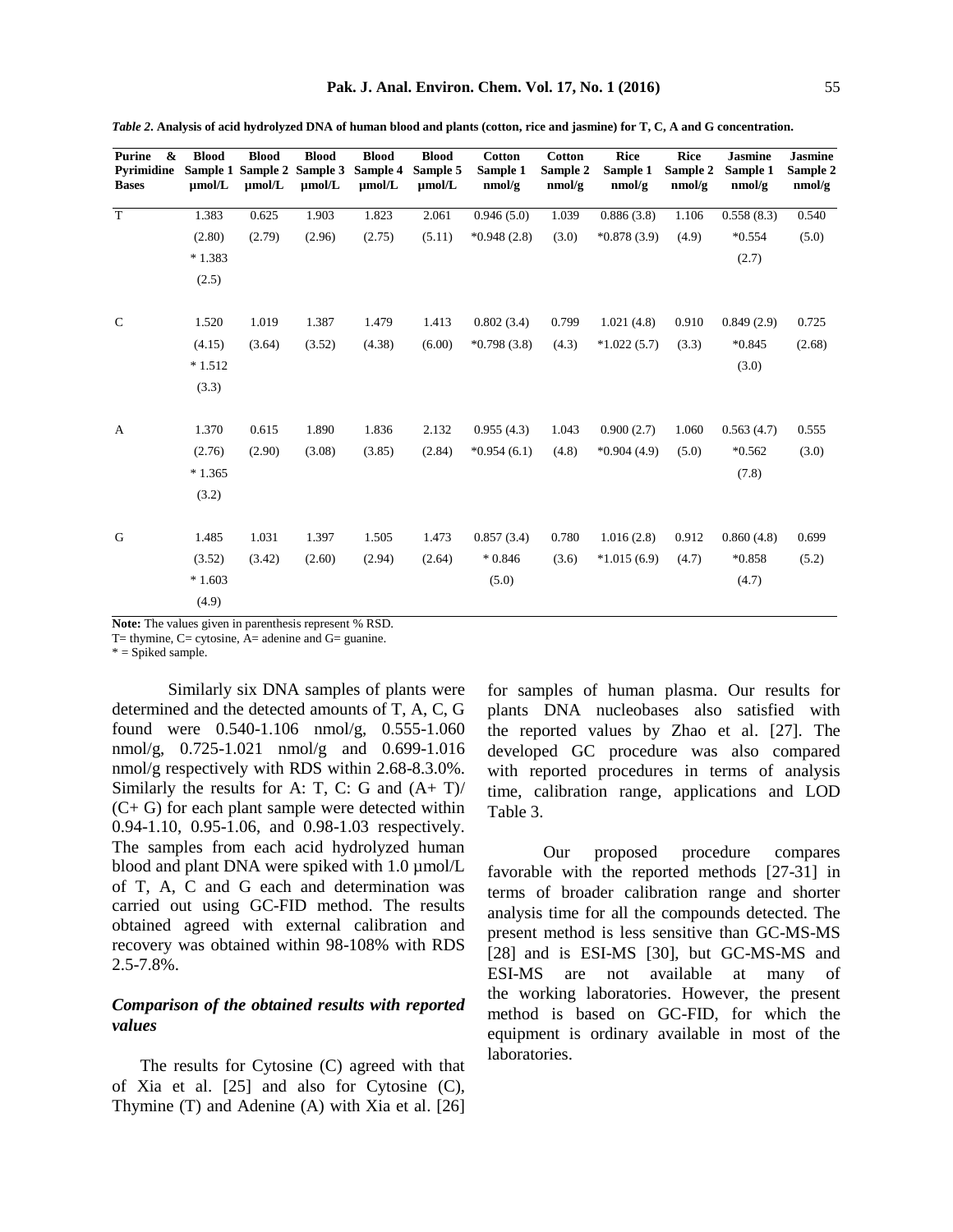*Table 2.* **Analysis of acid hydrolyzed DNA of human blood and plants (cotton, rice and jasmine) for T, C, A and G concentration.**

| Purine & Pyrimidine Bases | Blood Sample 1 µmol/L | Blood Sample 2 µmol/L | Blood Sample 3 µmol/L | Blood Sample 4 µmol/L | Blood Sample 5 µmol/L | Cotton Sample 1 nmol/g | Cotton Sample 2 nmol/g | Rice Sample 1 nmol/g | Rice Sample 2 nmol/g | Jasmine Sample 1 nmol/g | Jasmine Sample 2 nmol/g |
|---|---|---|---|---|---|---|---|---|---|---|---|
| T | 1.383 (2.80) *1.383 (2.5) | 0.625 (2.79) | 1.903 (2.96) | 1.823 (2.75) | 2.061 (5.11) | 0.946 (5.0) *0.948 (2.8) | 1.039 (3.0) | 0.886 (3.8) *0.878 (3.9) | 1.106 (4.9) | 0.558 (8.3) *0.554 (2.7) | 0.540 (5.0) |
| C | 1.520 (4.15) *1.512 (3.3) | 1.019 (3.64) | 1.387 (3.52) | 1.479 (4.38) | 1.413 (6.00) | 0.802 (3.4) *0.798 (3.8) | 0.799 (4.3) | 1.021 (4.8) *1.022 (5.7) | 0.910 (3.3) | 0.849 (2.9) *0.845 (3.0) | 0.725 (2.68) |
| A | 1.370 (2.76) *1.365 (3.2) | 0.615 (2.90) | 1.890 (3.08) | 1.836 (3.85) | 2.132 (2.84) | 0.955 (4.3) *0.954 (6.1) | 1.043 (4.8) | 0.900 (2.7) *0.904 (4.9) | 1.060 (5.0) | 0.563 (4.7) *0.562 (7.8) | 0.555 (3.0) |
| G | 1.485 (3.52) *1.603 (4.9) | 1.031 (3.42) | 1.397 (2.60) | 1.505 (2.94) | 1.473 (2.64) | 0.857 (3.4) *0.846 (5.0) | 0.780 (3.6) | 1.016 (2.8) *1.015 (6.9) | 0.912 (4.7) | 0.860 (4.8) *0.858 (4.7) | 0.699 (5.2) |

**Note:** The values given in parenthesis represent % RSD.
T= thymine, C= cytosine, A= adenine and G= guanine.
* = Spiked sample.

Similarly six DNA samples of plants were determined and the detected amounts of T, A, C, G found were 0.540-1.106 nmol/g, 0.555-1.060 nmol/g, 0.725-1.021 nmol/g and 0.699-1.016 nmol/g respectively with RDS within 2.68-8.3.0%. Similarly the results for A: T, C: G and (A+ T)/(C+ G) for each plant sample were detected within 0.94-1.10, 0.95-1.06, and 0.98-1.03 respectively. The samples from each acid hydrolyzed human blood and plant DNA were spiked with 1.0 µmol/L of T, A, C and G each and determination was carried out using GC-FID method. The results obtained agreed with external calibration and recovery was obtained within 98-108% with RDS 2.5-7.8%.

### *Comparison of the obtained results with reported values*

The results for Cytosine (C) agreed with that of Xia et al. [25] and also for Cytosine (C), Thymine (T) and Adenine (A) with Xia et al. [26] for samples of human plasma. Our results for plants DNA nucleobases also satisfied with the reported values by Zhao et al. [27]. The developed GC procedure was also compared with reported procedures in terms of analysis time, calibration range, applications and LOD Table 3.

Our proposed procedure compares favorable with the reported methods [27-31] in terms of broader calibration range and shorter analysis time for all the compounds detected. The present method is less sensitive than GC-MS-MS [28] and is ESI-MS [30], but GC-MS-MS and ESI-MS are not available at many of the working laboratories. However, the present method is based on GC-FID, for which the equipment is ordinary available in most of the laboratories.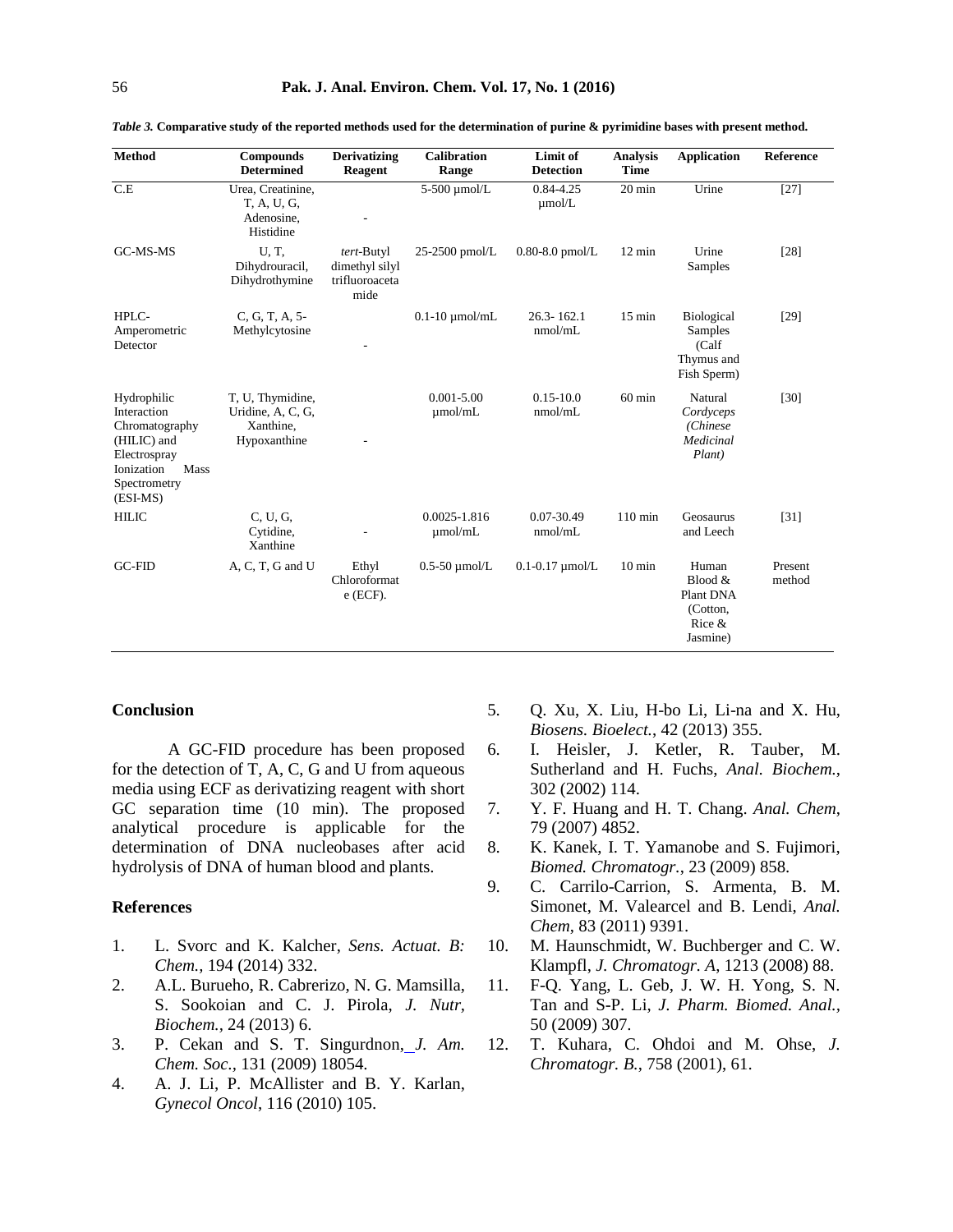*Table 3.* **Comparative study of the reported methods used for the determination of purine & pyrimidine bases with present method.**

| Method | Compounds Determined | Derivatizing Reagent | Calibration Range | Limit of Detection | Analysis Time | Application | Reference |
|---|---|---|---|---|---|---|---|
| C.E | Urea, Creatinine, T, A, U, G, Adenosine, Histidine | - | 5-500 µmol/L | 0.84-4.25 µmol/L | 20 min | Urine | [27] |
| GC-MS-MS | U, T, Dihydrouracil, Dihydrothymine | *tert*-Butyl dimethyl silyl trifluoroacetamide | 25-2500 pmol/L | 0.80-8.0 pmol/L | 12 min | Urine Samples | [28] |
| HPLC-Amperometric Detector | C, G, T, A, 5-Methylcytosine | - | 0.1-10 µmol/mL | 26.3- 162.1 nmol/mL | 15 min | Biological Samples (Calf Thymus and Fish Sperm) | [29] |
| Hydrophilic Interaction Chromatography (HILIC) and Electrospray Ionization Mass Spectrometry (ESI-MS) | T, U, Thymidine, Uridine, A, C, G, Xanthine, Hypoxanthine | - | 0.001-5.00 µmol/mL | 0.15-10.0 nmol/mL | 60 min | Natural *Cordyceps (Chinese Medicinal Plant)* | [30] |
| HILIC | C, U, G, Cytidine, Xanthine | - | 0.0025-1.816 µmol/mL | 0.07-30.49 nmol/mL | 110 min | Geosaurus and Leech | [31] |
| GC-FID | A, C, T, G and U | Ethyl Chloroformate (ECF). | 0.5-50 µmol/L | 0.1-0.17 µmol/L | 10 min | Human Blood & Plant DNA (Cotton, Rice & Jasmine) | Present method |

## Conclusion

A GC-FID procedure has been proposed for the detection of T, A, C, G and U from aqueous media using ECF as derivatizing reagent with short GC separation time (10 min). The proposed analytical procedure is applicable for the determination of DNA nucleobases after acid hydrolysis of DNA of human blood and plants.

## References

1. L. Svorc and K. Kalcher, *Sens. Actuat. B: Chem.,* 194 (2014) 332.
2. A.L. Burueho, R. Cabrerizo, N. G. Mamsilla, S. Sookoian and C. J. Pirola, *J. Nutr, Biochem.*, 24 (2013) 6.
3. P. Cekan and S. T. Singurdnon, *J. Am. Chem. Soc.*, 131 (2009) 18054.
4. A. J. Li, P. McAllister and B. Y. Karlan, *Gynecol Oncol*, 116 (2010) 105.
5. Q. Xu, X. Liu, H-bo Li, Li-na and X. Hu, *Biosens. Bioelect.*, 42 (2013) 355.
6. I. Heisler, J. Ketler, R. Tauber, M. Sutherland and H. Fuchs, *Anal. Biochem.*, 302 (2002) 114.
7. Y. F. Huang and H. T. Chang. *Anal. Chem*, 79 (2007) 4852.
8. K. Kanek, I. T. Yamanobe and S. Fujimori, *Biomed. Chromatogr.*, 23 (2009) 858.
9. C. Carrilo-Carrion, S. Armenta, B. M. Simonet, M. Valearcel and B. Lendi, *Anal. Chem*, 83 (2011) 9391.
10. M. Haunschmidt, W. Buchberger and C. W. Klampfl, *J. Chromatogr. A*, 1213 (2008) 88.
11. F-Q. Yang, L. Geb, J. W. H. Yong, S. N. Tan and S-P. Li, *J. Pharm. Biomed. Anal.*, 50 (2009) 307.
12. T. Kuhara, C. Ohdoi and M. Ohse, *J. Chromatogr. B.*, 758 (2001), 61.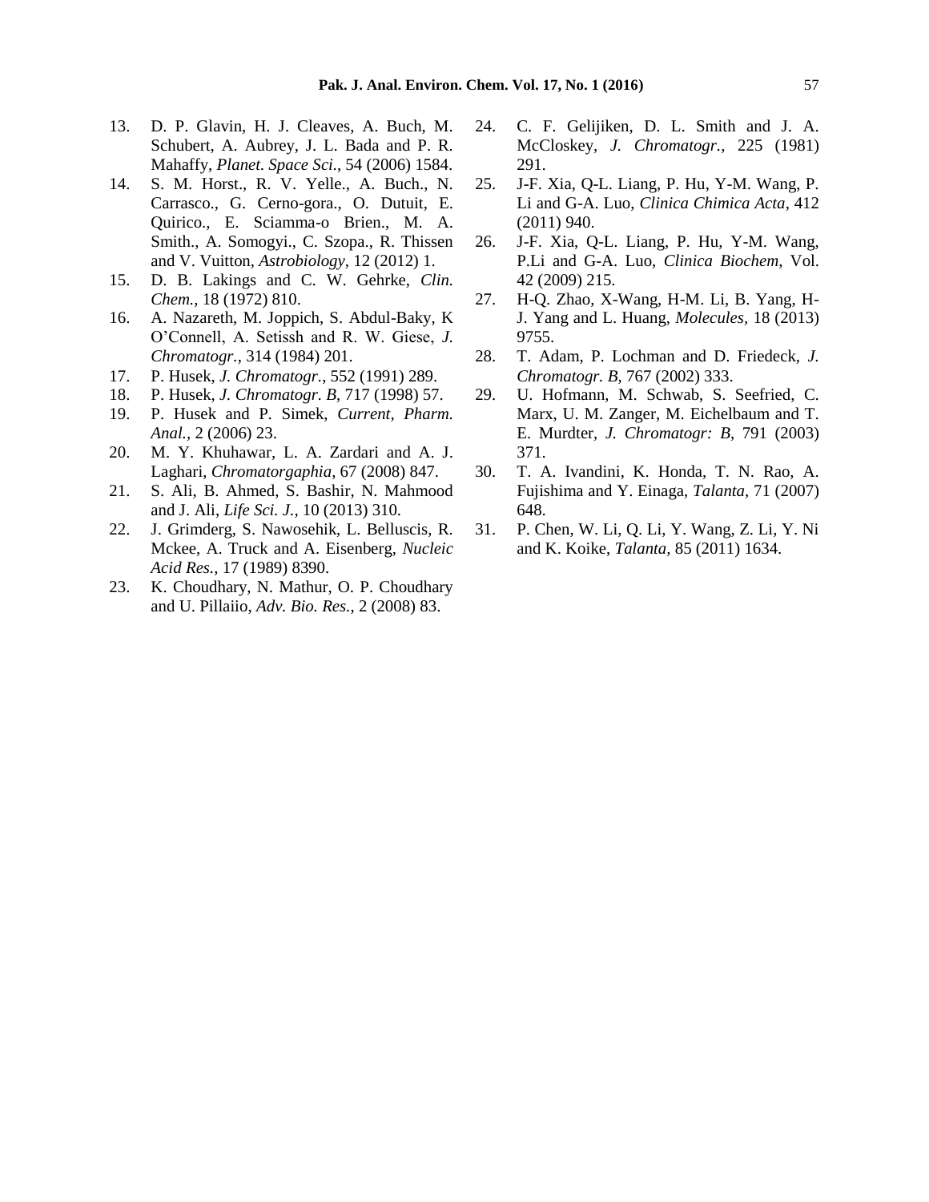13. D. P. Glavin, H. J. Cleaves, A. Buch, M. Schubert, A. Aubrey, J. L. Bada and P. R. Mahaffy, *Planet. Space Sci.*, 54 (2006) 1584.
14. S. M. Horst., R. V. Yelle., A. Buch., N. Carrasco., G. Cerno-gora., O. Dutuit, E. Quirico., E. Sciamma-o Brien., M. A. Smith., A. Somogyi., C. Szopa., R. Thissen and V. Vuitton, *Astrobiology*, 12 (2012) 1.
15. D. B. Lakings and C. W. Gehrke, *Clin. Chem.*, 18 (1972) 810.
16. A. Nazareth, M. Joppich, S. Abdul-Baky, K O'Connell, A. Setissh and R. W. Giese, *J. Chromatogr.*, 314 (1984) 201.
17. P. Husek, *J. Chromatogr.*, 552 (1991) 289.
18. P. Husek, *J. Chromatogr. B*, 717 (1998) 57.
19. P. Husek and P. Simek, *Current, Pharm. Anal.*, 2 (2006) 23.
20. M. Y. Khuhawar, L. A. Zardari and A. J. Laghari, *Chromatorgaphia,* 67 (2008) 847.
21. S. Ali, B. Ahmed, S. Bashir, N. Mahmood and J. Ali, *Life Sci. J.*, 10 (2013) 310.
22. J. Grimderg, S. Nawosehik, L. Belluscis, R. Mckee, A. Truck and A. Eisenberg, *Nucleic Acid Res.*, 17 (1989) 8390.
23. K. Choudhary, N. Mathur, O. P. Choudhary and U. Pillaiio, *Adv. Bio. Res.*, 2 (2008) 83.
24. C. F. Gelijiken, D. L. Smith and J. A. McCloskey, *J. Chromatogr.,* 225 (1981) 291.
25. J-F. Xia, Q-L. Liang, P. Hu, Y-M. Wang, P. Li and G-A. Luo, *Clinica Chimica Acta*, 412 (2011) 940.
26. J-F. Xia, Q-L. Liang, P. Hu, Y-M. Wang, P.Li and G-A. Luo, *Clinica Biochem,* Vol. 42 (2009) 215.
27. H-Q. Zhao, X-Wang, H-M. Li, B. Yang, H-J. Yang and L. Huang, *Molecules*, 18 (2013) 9755.
28. T. Adam, P. Lochman and D. Friedeck, *J. Chromatogr. B*, 767 (2002) 333.
29. U. Hofmann, M. Schwab, S. Seefried, C. Marx, U. M. Zanger, M. Eichelbaum and T. E. Murdter, *J. Chromatogr: B*, 791 (2003) 371.
30. T. A. Ivandini, K. Honda, T. N. Rao, A. Fujishima and Y. Einaga, *Talanta*, 71 (2007) 648.
31. P. Chen, W. Li, Q. Li, Y. Wang, Z. Li, Y. Ni and K. Koike, *Talanta,* 85 (2011) 1634.